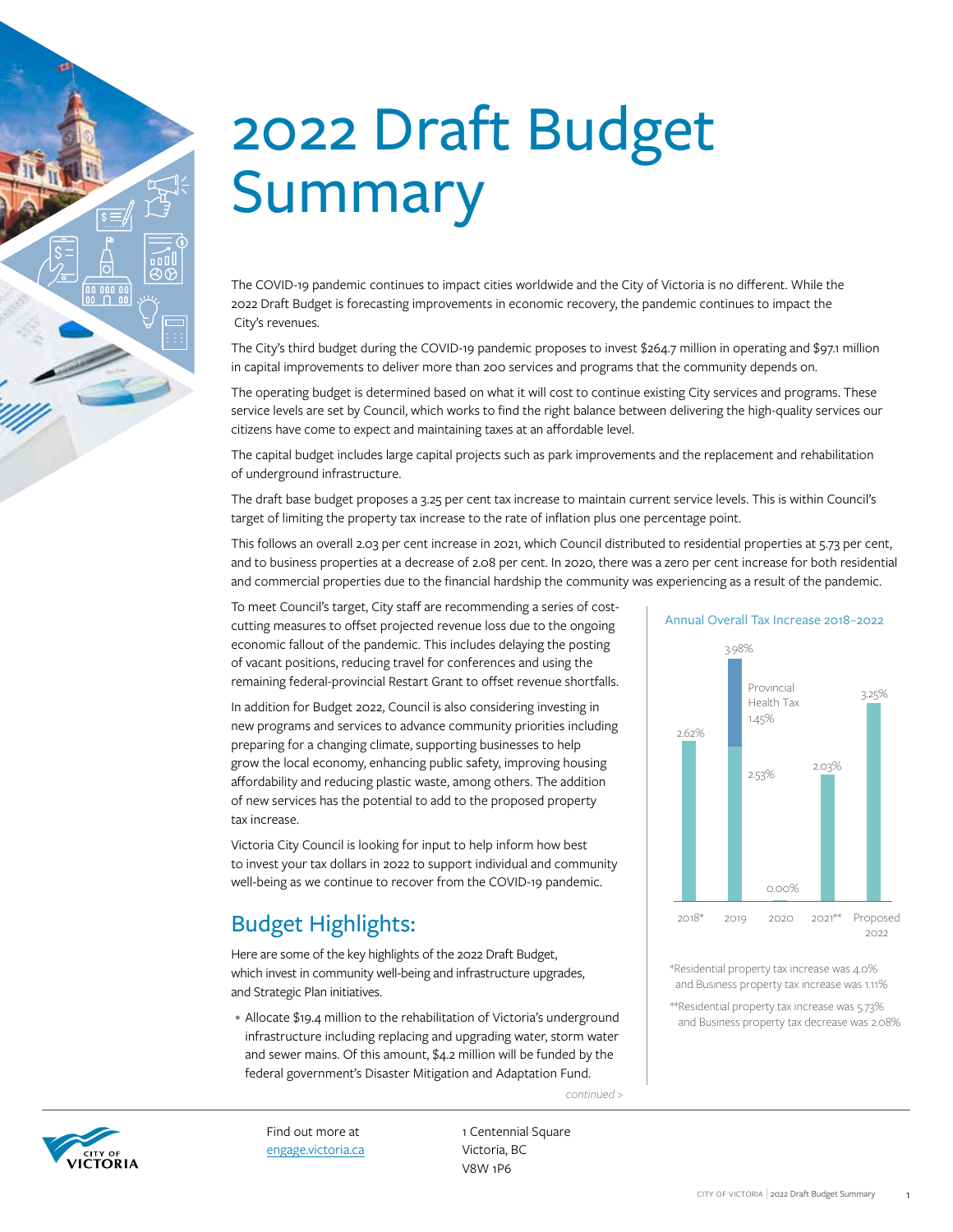# 2022 Draft Budget Summary

The COVID-19 pandemic continues to impact cities worldwide and the City of Victoria is no different. While the 2022 Draft Budget is forecasting improvements in economic recovery, the pandemic continues to impact the City's revenues.

The City's third budget during the COVID-19 pandemic proposes to invest $264.7 million in operating and $97.1 million in capital improvements to deliver more than 200 services and programs that the community depends on.

The operating budget is determined based on what it will cost to continue existing City services and programs. These service levels are set by Council, which works to find the right balance between delivering the high-quality services our citizens have come to expect and maintaining taxes at an affordable level.

The capital budget includes large capital projects such as park improvements and the replacement and rehabilitation of underground infrastructure.

The draft base budget proposes a 3.25 per cent tax increase to maintain current service levels. This is within Council's target of limiting the property tax increase to the rate of inflation plus one percentage point.

This follows an overall 2.03 per cent increase in 2021, which Council distributed to residential properties at 5.73 per cent, and to business properties at a decrease of 2.08 per cent. In 2020, there was a zero per cent increase for both residential and commercial properties due to the financial hardship the community was experiencing as a result of the pandemic.

To meet Council's target, City staff are recommending a series of cost-cutting measures to offset projected revenue loss due to the ongoing economic fallout of the pandemic. This includes delaying the posting of vacant positions, reducing travel for conferences and using the remaining federal-provincial Restart Grant to offset revenue shortfalls.

In addition for Budget 2022, Council is also considering investing in new programs and services to advance community priorities including preparing for a changing climate, supporting businesses to help grow the local economy, enhancing public safety, improving housing affordability and reducing plastic waste, among others. The addition of new services has the potential to add to the proposed property tax increase.

Victoria City Council is looking for input to help inform how best to invest your tax dollars in 2022 to support individual and community well-being as we continue to recover from the COVID-19 pandemic.

**Annual Overall Tax Increase 2018–2022**

| Year | Increase |
|---|---|
| 2018* | 2.62% |
| 2019 | 3.98% (2.53% + Provincial Health Tax 1.45%) |
| 2020 | 0.00% |
| 2021** | 2.03% |
| Proposed 2022 | 3.25% |

*Residential property tax increase was 4.0% and Business property tax increase was 1.11%

**Residential property tax increase was 5.73% and Business property tax decrease was 2.08%

## Budget Highlights:

Here are some of the key highlights of the 2022 Draft Budget, which invest in community well-being and infrastructure upgrades, and Strategic Plan initiatives.

- Allocate $19.4 million to the rehabilitation of Victoria's underground infrastructure including replacing and upgrading water, storm water and sewer mains. Of this amount, $4.2 million will be funded by the federal government's Disaster Mitigation and Adaptation Fund.

*continued >*

Find out more at engage.victoria.ca

1 Centennial Square
Victoria, BC
V8W 1P6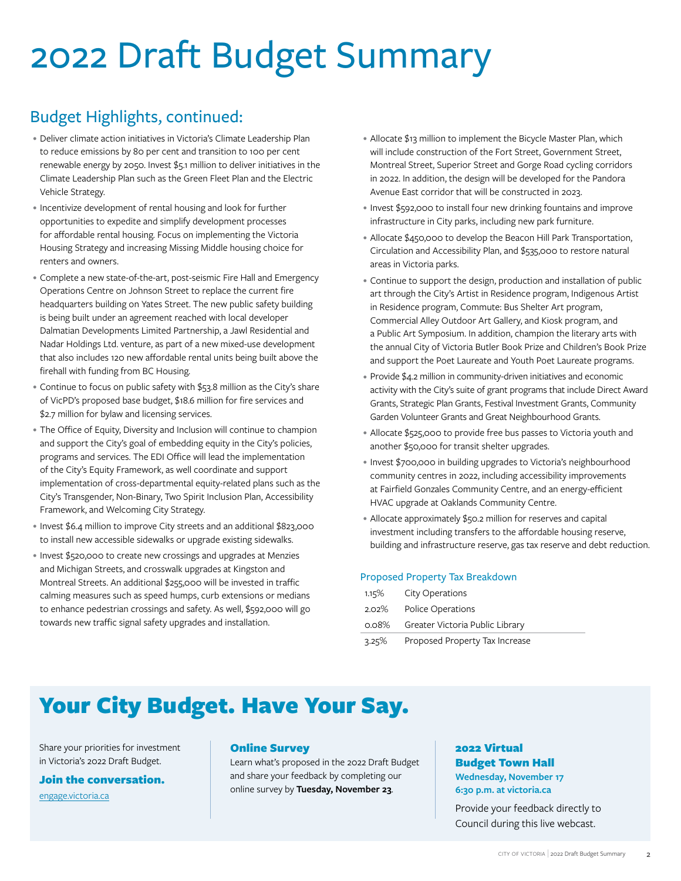# 2022 Draft Budget Summary

## Budget Highlights, continued:

- Deliver climate action initiatives in Victoria's Climate Leadership Plan to reduce emissions by 80 per cent and transition to 100 per cent renewable energy by 2050. Invest $5.1 million to deliver initiatives in the Climate Leadership Plan such as the Green Fleet Plan and the Electric Vehicle Strategy.
- Incentivize development of rental housing and look for further opportunities to expedite and simplify development processes for affordable rental housing. Focus on implementing the Victoria Housing Strategy and increasing Missing Middle housing choice for renters and owners.
- Complete a new state-of-the-art, post-seismic Fire Hall and Emergency Operations Centre on Johnson Street to replace the current fire headquarters building on Yates Street. The new public safety building is being built under an agreement reached with local developer Dalmatian Developments Limited Partnership, a Jawl Residential and Nadar Holdings Ltd. venture, as part of a new mixed-use development that also includes 120 new affordable rental units being built above the firehall with funding from BC Housing.
- Continue to focus on public safety with $53.8 million as the City's share of VicPD's proposed base budget, $18.6 million for fire services and $2.7 million for bylaw and licensing services.
- The Office of Equity, Diversity and Inclusion will continue to champion and support the City's goal of embedding equity in the City's policies, programs and services. The EDI Office will lead the implementation of the City's Equity Framework, as well coordinate and support implementation of cross-departmental equity-related plans such as the City's Transgender, Non-Binary, Two Spirit Inclusion Plan, Accessibility Framework, and Welcoming City Strategy.
- Invest $6.4 million to improve City streets and an additional $823,000 to install new accessible sidewalks or upgrade existing sidewalks.
- Invest $520,000 to create new crossings and upgrades at Menzies and Michigan Streets, and crosswalk upgrades at Kingston and Montreal Streets. An additional $255,000 will be invested in traffic calming measures such as speed humps, curb extensions or medians to enhance pedestrian crossings and safety. As well, $592,000 will go towards new traffic signal safety upgrades and installation.
- Allocate $13 million to implement the Bicycle Master Plan, which will include construction of the Fort Street, Government Street, Montreal Street, Superior Street and Gorge Road cycling corridors in 2022. In addition, the design will be developed for the Pandora Avenue East corridor that will be constructed in 2023.
- Invest $592,000 to install four new drinking fountains and improve infrastructure in City parks, including new park furniture.
- Allocate $450,000 to develop the Beacon Hill Park Transportation, Circulation and Accessibility Plan, and $535,000 to restore natural areas in Victoria parks.
- Continue to support the design, production and installation of public art through the City's Artist in Residence program, Indigenous Artist in Residence program, Commute: Bus Shelter Art program, Commercial Alley Outdoor Art Gallery, and Kiosk program, and a Public Art Symposium. In addition, champion the literary arts with the annual City of Victoria Butler Book Prize and Children's Book Prize and support the Poet Laureate and Youth Poet Laureate programs.
- Provide $4.2 million in community-driven initiatives and economic activity with the City's suite of grant programs that include Direct Award Grants, Strategic Plan Grants, Festival Investment Grants, Community Garden Volunteer Grants and Great Neighbourhood Grants.
- Allocate $525,000 to provide free bus passes to Victoria youth and another $50,000 for transit shelter upgrades.
- Invest $700,000 in building upgrades to Victoria's neighbourhood community centres in 2022, including accessibility improvements at Fairfield Gonzales Community Centre, and an energy-efficient HVAC upgrade at Oaklands Community Centre.
- Allocate approximately $50.2 million for reserves and capital investment including transfers to the affordable housing reserve, building and infrastructure reserve, gas tax reserve and debt reduction.

### Proposed Property Tax Breakdown

| | |
|---|---|
| 1.15% | City Operations |
| 2.02% | Police Operations |
| 0.08% | Greater Victoria Public Library |
| 3.25% | Proposed Property Tax Increase |

## Your City Budget. Have Your Say.

Share your priorities for investment in Victoria's 2022 Draft Budget.

**Join the conversation.**

engage.victoria.ca

**Online Survey**

Learn what's proposed in the 2022 Draft Budget and share your feedback by completing our online survey by **Tuesday, November 23**.

**2022 Virtual Budget Town Hall**

**Wednesday, November 17**
**6:30 p.m. at victoria.ca**

Provide your feedback directly to Council during this live webcast.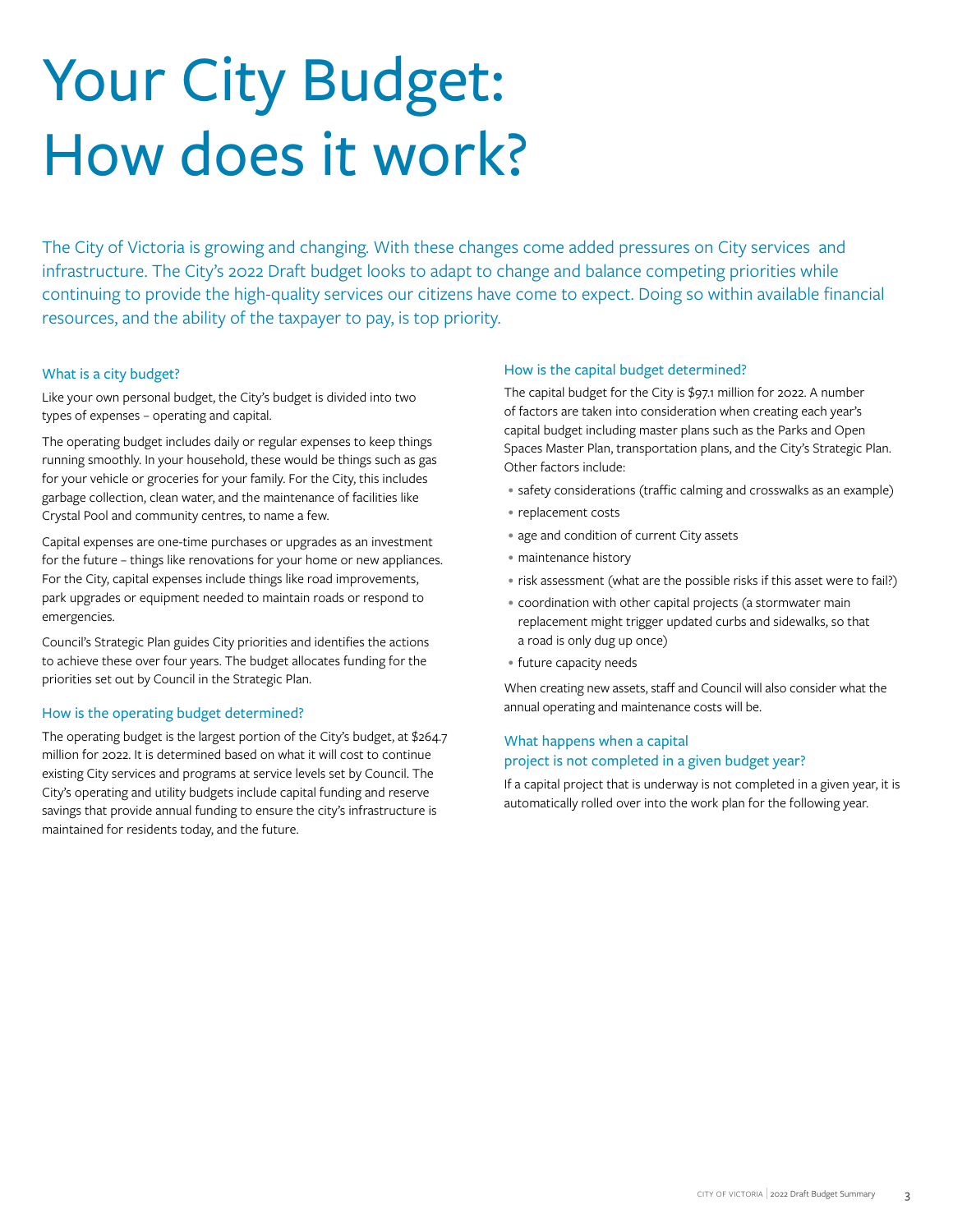# Your City Budget: How does it work?

The City of Victoria is growing and changing. With these changes come added pressures on City services and infrastructure. The City's 2022 Draft budget looks to adapt to change and balance competing priorities while continuing to provide the high-quality services our citizens have come to expect. Doing so within available financial resources, and the ability of the taxpayer to pay, is top priority.

### What is a city budget?

Like your own personal budget, the City's budget is divided into two types of expenses – operating and capital.

The operating budget includes daily or regular expenses to keep things running smoothly. In your household, these would be things such as gas for your vehicle or groceries for your family. For the City, this includes garbage collection, clean water, and the maintenance of facilities like Crystal Pool and community centres, to name a few.

Capital expenses are one-time purchases or upgrades as an investment for the future – things like renovations for your home or new appliances. For the City, capital expenses include things like road improvements, park upgrades or equipment needed to maintain roads or respond to emergencies.

Council's Strategic Plan guides City priorities and identifies the actions to achieve these over four years. The budget allocates funding for the priorities set out by Council in the Strategic Plan.

### How is the operating budget determined?

The operating budget is the largest portion of the City's budget, at $264.7 million for 2022. It is determined based on what it will cost to continue existing City services and programs at service levels set by Council. The City's operating and utility budgets include capital funding and reserve savings that provide annual funding to ensure the city's infrastructure is maintained for residents today, and the future.

### How is the capital budget determined?

The capital budget for the City is $97.1 million for 2022. A number of factors are taken into consideration when creating each year's capital budget including master plans such as the Parks and Open Spaces Master Plan, transportation plans, and the City's Strategic Plan. Other factors include:

- safety considerations (traffic calming and crosswalks as an example)
- replacement costs
- age and condition of current City assets
- maintenance history
- risk assessment (what are the possible risks if this asset were to fail?)
- coordination with other capital projects (a stormwater main replacement might trigger updated curbs and sidewalks, so that a road is only dug up once)
- future capacity needs

When creating new assets, staff and Council will also consider what the annual operating and maintenance costs will be.

### What happens when a capital project is not completed in a given budget year?

If a capital project that is underway is not completed in a given year, it is automatically rolled over into the work plan for the following year.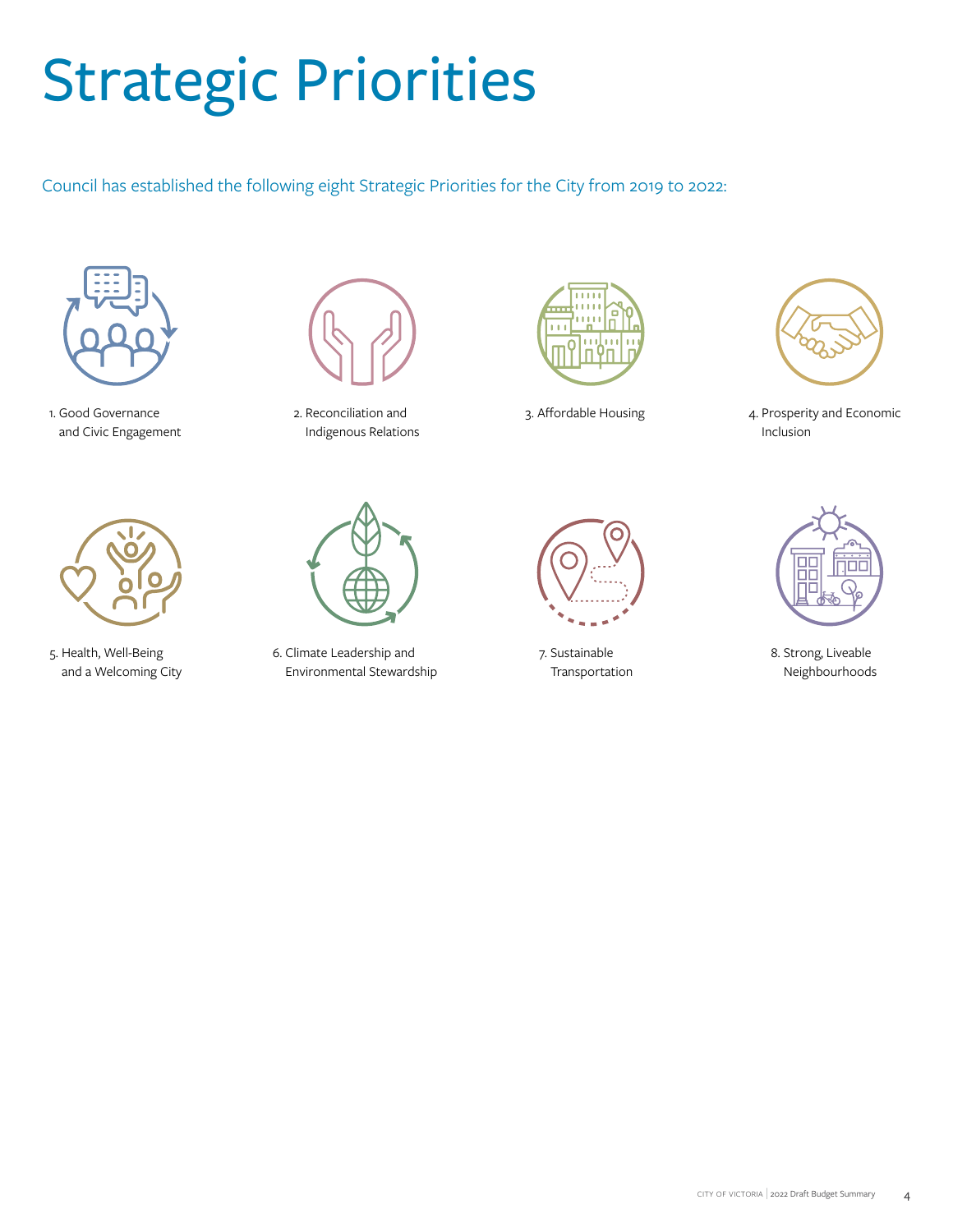# Strategic Priorities

Council has established the following eight Strategic Priorities for the City from 2019 to 2022:

1. Good Governance and Civic Engagement
2. Reconciliation and Indigenous Relations
3. Affordable Housing
4. Prosperity and Economic Inclusion
5. Health, Well-Being and a Welcoming City
6. Climate Leadership and Environmental Stewardship
7. Sustainable Transportation
8. Strong, Liveable Neighbourhoods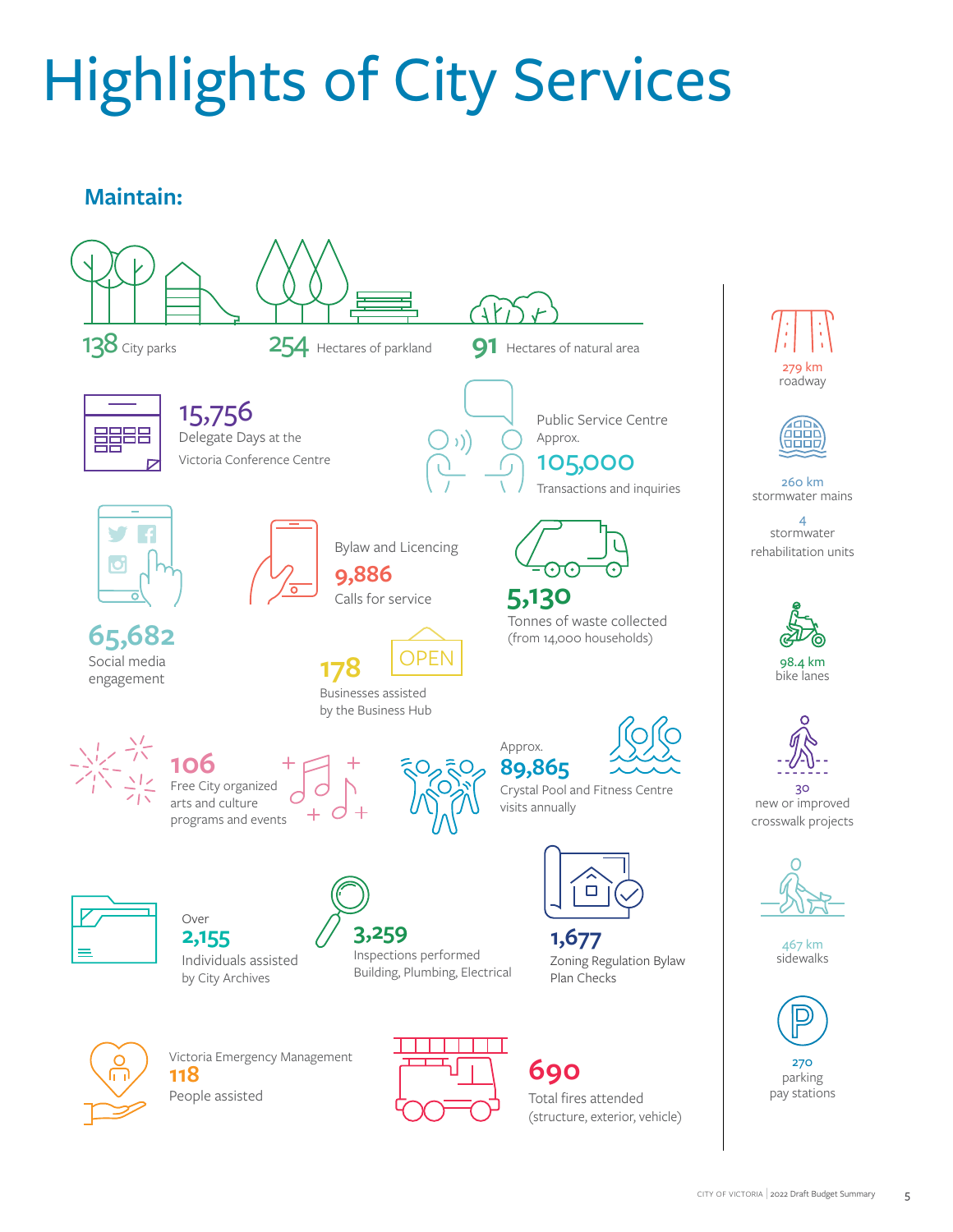# Highlights of City Services

## Maintain:

138 City parks

254 Hectares of parkland

91 Hectares of natural area

15,756 Delegate Days at the Victoria Conference Centre

Public Service Centre Approx. 105,000 Transactions and inquiries

65,682 Social media engagement

Bylaw and Licencing 9,886 Calls for service

5,130 Tonnes of waste collected (from 14,000 households)

178 Businesses assisted by the Business Hub

106 Free City organized arts and culture programs and events

Approx. 89,865 Crystal Pool and Fitness Centre visits annually

Over 2,155 Individuals assisted by City Archives

3,259 Inspections performed Building, Plumbing, Electrical

1,677 Zoning Regulation Bylaw Plan Checks

Victoria Emergency Management 118 People assisted

690 Total fires attended (structure, exterior, vehicle)

279 km roadway

260 km stormwater mains

4 stormwater rehabilitation units

98.4 km bike lanes

30 new or improved crosswalk projects

467 km sidewalks

270 parking pay stations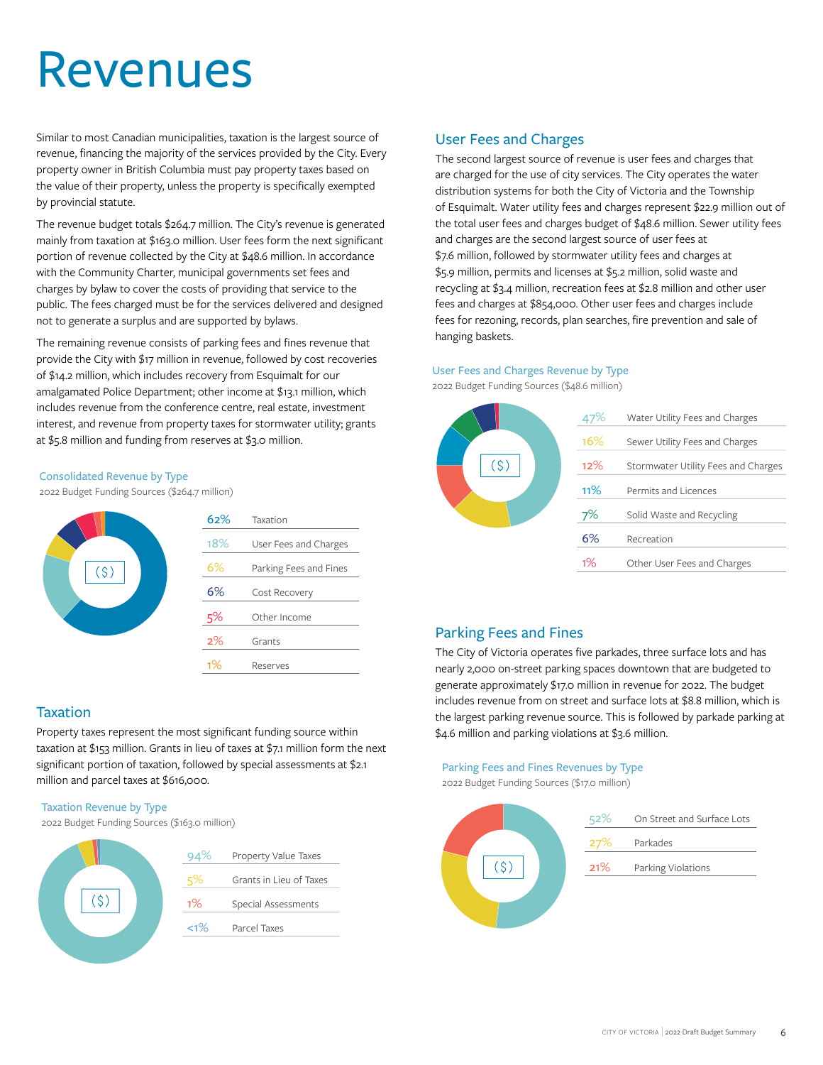# Revenues

Similar to most Canadian municipalities, taxation is the largest source of revenue, financing the majority of the services provided by the City. Every property owner in British Columbia must pay property taxes based on the value of their property, unless the property is specifically exempted by provincial statute.

The revenue budget totals $264.7 million. The City's revenue is generated mainly from taxation at $163.0 million. User fees form the next significant portion of revenue collected by the City at $48.6 million. In accordance with the Community Charter, municipal governments set fees and charges by bylaw to cover the costs of providing that service to the public. The fees charged must be for the services delivered and designed not to generate a surplus and are supported by bylaws.

The remaining revenue consists of parking fees and fines revenue that provide the City with $17 million in revenue, followed by cost recoveries of $14.2 million, which includes recovery from Esquimalt for our amalgamated Police Department; other income at $13.1 million, which includes revenue from the conference centre, real estate, investment interest, and revenue from property taxes for stormwater utility; grants at $5.8 million and funding from reserves at $3.0 million.

**Consolidated Revenue by Type**
2022 Budget Funding Sources ($264.7 million)

| | |
|---|---|
| 62% | Taxation |
| 18% | User Fees and Charges |
| 6% | Parking Fees and Fines |
| 6% | Cost Recovery |
| 5% | Other Income |
| 2% | Grants |
| 1% | Reserves |

## Taxation

Property taxes represent the most significant funding source within taxation at $153 million. Grants in lieu of taxes at $7.1 million form the next significant portion of taxation, followed by special assessments at $2.1 million and parcel taxes at $616,000.

**Taxation Revenue by Type**
2022 Budget Funding Sources ($163.0 million)

| | |
|---|---|
| 94% | Property Value Taxes |
| 5% | Grants in Lieu of Taxes |
| 1% | Special Assessments |
| <1% | Parcel Taxes |

## User Fees and Charges

The second largest source of revenue is user fees and charges that are charged for the use of city services. The City operates the water distribution systems for both the City of Victoria and the Township of Esquimalt. Water utility fees and charges represent $22.9 million out of the total user fees and charges budget of $48.6 million. Sewer utility fees and charges are the second largest source of user fees at $7.6 million, followed by stormwater utility fees and charges at $5.9 million, permits and licenses at $5.2 million, solid waste and recycling at $3.4 million, recreation fees at $2.8 million and other user fees and charges at $854,000. Other user fees and charges include fees for rezoning, records, plan searches, fire prevention and sale of hanging baskets.

**User Fees and Charges Revenue by Type**
2022 Budget Funding Sources ($48.6 million)

| | |
|---|---|
| 47% | Water Utility Fees and Charges |
| 16% | Sewer Utility Fees and Charges |
| 12% | Stormwater Utility Fees and Charges |
| 11% | Permits and Licences |
| 7% | Solid Waste and Recycling |
| 6% | Recreation |
| 1% | Other User Fees and Charges |

## Parking Fees and Fines

The City of Victoria operates five parkades, three surface lots and has nearly 2,000 on-street parking spaces downtown that are budgeted to generate approximately $17.0 million in revenue for 2022. The budget includes revenue from on street and surface lots at $8.8 million, which is the largest parking revenue source. This is followed by parkade parking at $4.6 million and parking violations at $3.6 million.

**Parking Fees and Fines Revenues by Type**
2022 Budget Funding Sources ($17.0 million)

| | |
|---|---|
| 52% | On Street and Surface Lots |
| 27% | Parkades |
| 21% | Parking Violations |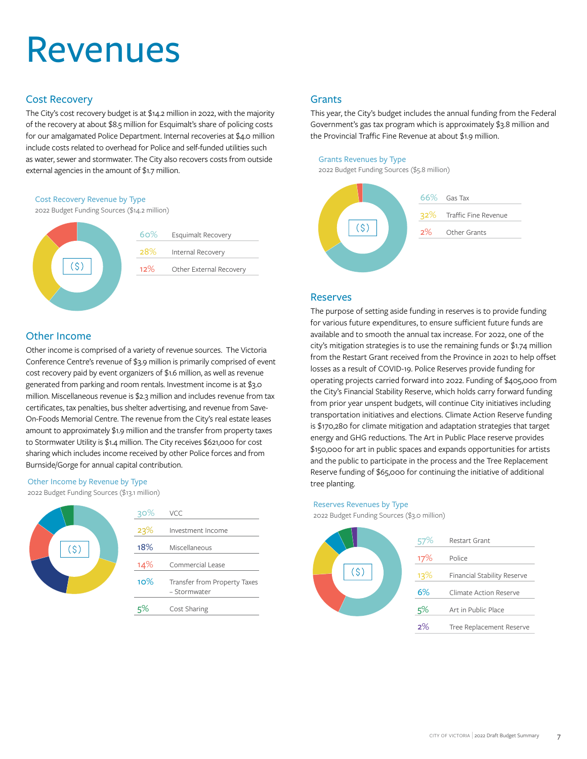# Revenues

## Cost Recovery

The City's cost recovery budget is at $14.2 million in 2022, with the majority of the recovery at about $8.5 million for Esquimalt's share of policing costs for our amalgamated Police Department. Internal recoveries at $4.0 million include costs related to overhead for Police and self-funded utilities such as water, sewer and stormwater. The City also recovers costs from outside external agencies in the amount of $1.7 million.

### Cost Recovery Revenue by Type

2022 Budget Funding Sources ($14.2 million)

| % | Type |
|---|---|
| 60% | Esquimalt Recovery |
| 28% | Internal Recovery |
| 12% | Other External Recovery |

## Other Income

Other income is comprised of a variety of revenue sources. The Victoria Conference Centre's revenue of $3.9 million is primarily comprised of event cost recovery paid by event organizers of $1.6 million, as well as revenue generated from parking and room rentals. Investment income is at $3.0 million. Miscellaneous revenue is $2.3 million and includes revenue from tax certificates, tax penalties, bus shelter advertising, and revenue from Save-On-Foods Memorial Centre. The revenue from the City's real estate leases amount to approximately $1.9 million and the transfer from property taxes to Stormwater Utility is $1.4 million. The City receives $621,000 for cost sharing which includes income received by other Police forces and from Burnside/Gorge for annual capital contribution.

### Other Income by Revenue by Type

2022 Budget Funding Sources ($13.1 million)

| % | Type |
|---|---|
| 30% | VCC |
| 23% | Investment Income |
| 18% | Miscellaneous |
| 14% | Commercial Lease |
| 10% | Transfer from Property Taxes – Stormwater |
| 5% | Cost Sharing |

## Grants

This year, the City's budget includes the annual funding from the Federal Government's gas tax program which is approximately $3.8 million and the Provincial Traffic Fine Revenue at about $1.9 million.

### Grants Revenues by Type

2022 Budget Funding Sources ($5.8 million)

| % | Type |
|---|---|
| 66% | Gas Tax |
| 32% | Traffic Fine Revenue |
| 2% | Other Grants |

## Reserves

The purpose of setting aside funding in reserves is to provide funding for various future expenditures, to ensure sufficient future funds are available and to smooth the annual tax increase. For 2022, one of the city's mitigation strategies is to use the remaining funds or $1.74 million from the Restart Grant received from the Province in 2021 to help offset losses as a result of COVID-19. Police Reserves provide funding for operating projects carried forward into 2022. Funding of $405,000 from the City's Financial Stability Reserve, which holds carry forward funding from prior year unspent budgets, will continue City initiatives including transportation initiatives and elections. Climate Action Reserve funding is $170,280 for climate mitigation and adaptation strategies that target energy and GHG reductions. The Art in Public Place reserve provides $150,000 for art in public spaces and expands opportunities for artists and the public to participate in the process and the Tree Replacement Reserve funding of $65,000 for continuing the initiative of additional tree planting.

### Reserves Revenues by Type

2022 Budget Funding Sources ($3.0 million)

| % | Type |
|---|---|
| 57% | Restart Grant |
| 17% | Police |
| 13% | Financial Stability Reserve |
| 6% | Climate Action Reserve |
| 5% | Art in Public Place |
| 2% | Tree Replacement Reserve |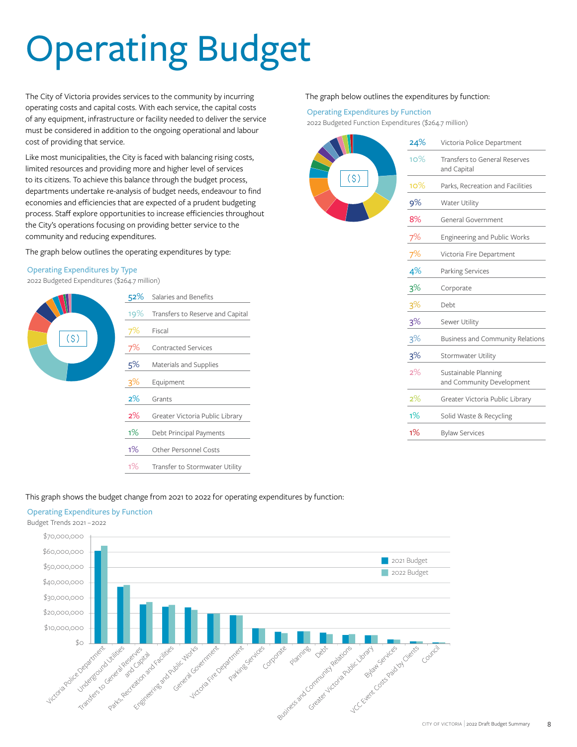# Operating Budget

The City of Victoria provides services to the community by incurring operating costs and capital costs. With each service, the capital costs of any equipment, infrastructure or facility needed to deliver the service must be considered in addition to the ongoing operational and labour cost of providing that service.

Like most municipalities, the City is faced with balancing rising costs, limited resources and providing more and higher level of services to its citizens. To achieve this balance through the budget process, departments undertake re-analysis of budget needs, endeavour to find economies and efficiencies that are expected of a prudent budgeting process. Staff explore opportunities to increase efficiencies throughout the City's operations focusing on providing better service to the community and reducing expenditures.

The graph below outlines the operating expenditures by type:

**Operating Expenditures by Type**

2022 Budgeted Expenditures ($264.7 million)

| % | Type |
|---|---|
| 52% | Salaries and Benefits |
| 19% | Transfers to Reserve and Capital |
| 7% | Fiscal |
| 7% | Contracted Services |
| 5% | Materials and Supplies |
| 3% | Equipment |
| 2% | Grants |
| 2% | Greater Victoria Public Library |
| 1% | Debt Principal Payments |
| 1% | Other Personnel Costs |
| 1% | Transfer to Stormwater Utility |

The graph below outlines the expenditures by function:

**Operating Expenditures by Function**

2022 Budgeted Function Expenditures ($264.7 million)

| % | Function |
|---|---|
| 24% | Victoria Police Department |
| 10% | Transfers to General Reserves and Capital |
| 10% | Parks, Recreation and Facilities |
| 9% | Water Utility |
| 8% | General Government |
| 7% | Engineering and Public Works |
| 7% | Victoria Fire Department |
| 4% | Parking Services |
| 3% | Corporate |
| 3% | Debt |
| 3% | Sewer Utility |
| 3% | Business and Community Relations |
| 3% | Stormwater Utility |
| 2% | Sustainable Planning and Community Development |
| 2% | Greater Victoria Public Library |
| 1% | Solid Waste & Recycling |
| 1% | Bylaw Services |

This graph shows the budget change from 2021 to 2022 for operating expenditures by function:

**Operating Expenditures by Function**

Budget Trends 2021 – 2022

Legend: 2021 Budget, 2022 Budget

Y-axis: $0 to $70,000,000

Categories: Victoria Police Department, Underground Utilities, Transfers to General Reserves and Capital, Parks, Recreation and Facilities, Engineering and Public Works, General Government, Victoria Fire Department, Parking Services, Corporate, Planning, Debt, Business and Community Relations, Greater Victoria Public Library, Bylaw Services, VCC Event Costs Paid by Clients, Council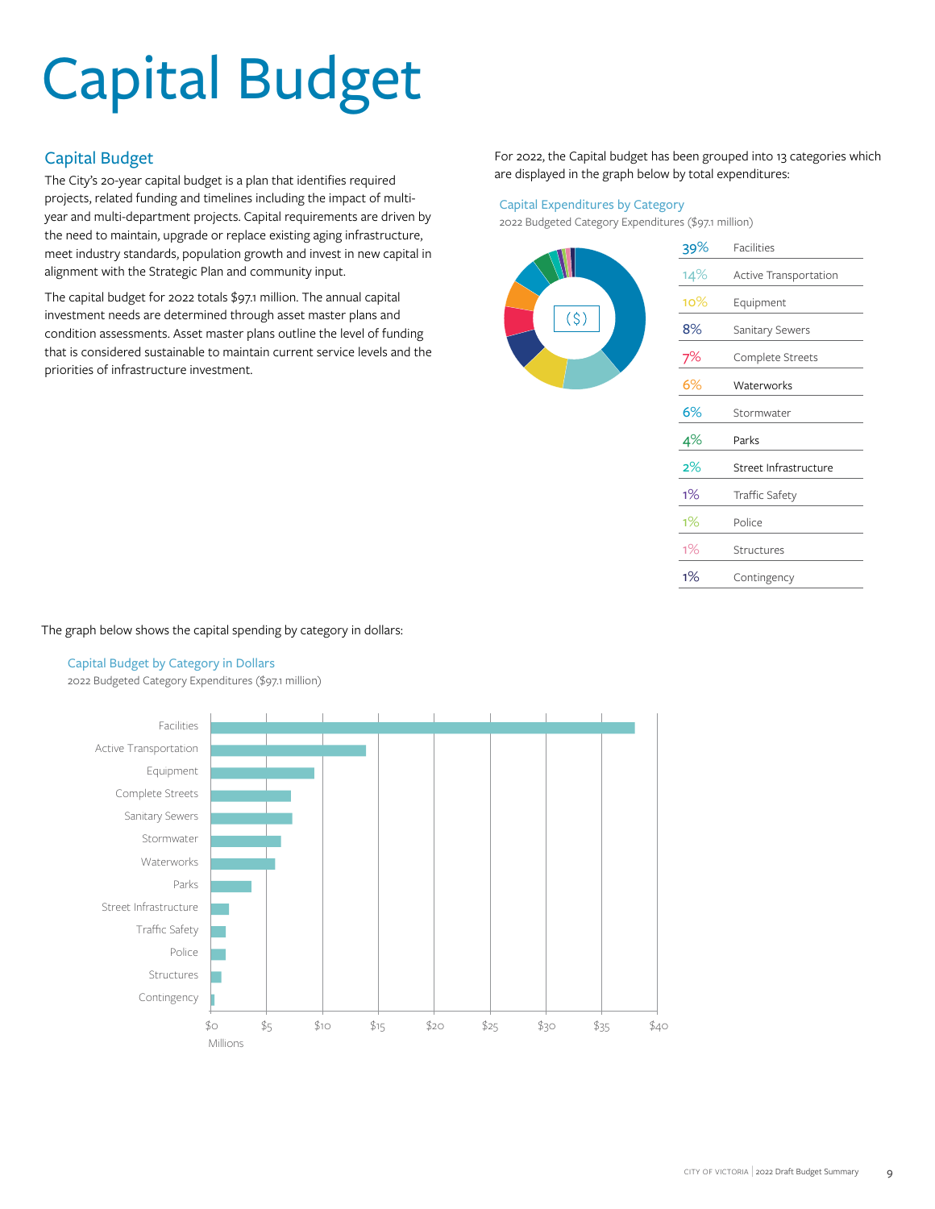# Capital Budget

## Capital Budget

The City's 20-year capital budget is a plan that identifies required projects, related funding and timelines including the impact of multi-year and multi-department projects. Capital requirements are driven by the need to maintain, upgrade or replace existing aging infrastructure, meet industry standards, population growth and invest in new capital in alignment with the Strategic Plan and community input.

The capital budget for 2022 totals $97.1 million. The annual capital investment needs are determined through asset master plans and condition assessments. Asset master plans outline the level of funding that is considered sustainable to maintain current service levels and the priorities of infrastructure investment.

For 2022, the Capital budget has been grouped into 13 categories which are displayed in the graph below by total expenditures:

Capital Expenditures by Category

2022 Budgeted Category Expenditures ($97.1 million)

($)

39% Facilities
14% Active Transportation
10% Equipment
8% Sanitary Sewers
7% Complete Streets
6% Waterworks
6% Stormwater
4% Parks
2% Street Infrastructure
1% Traffic Safety
1% Police
1% Structures
1% Contingency

The graph below shows the capital spending by category in dollars:

Capital Budget by Category in Dollars

2022 Budgeted Category Expenditures ($97.1 million)

Facilities
Active Transportation
Equipment
Complete Streets
Sanitary Sewers
Stormwater
Waterworks
Parks
Street Infrastructure
Traffic Safety
Police
Structures
Contingency

$0 $5 $10 $15 $20 $25 $30 $35 $40

Millions